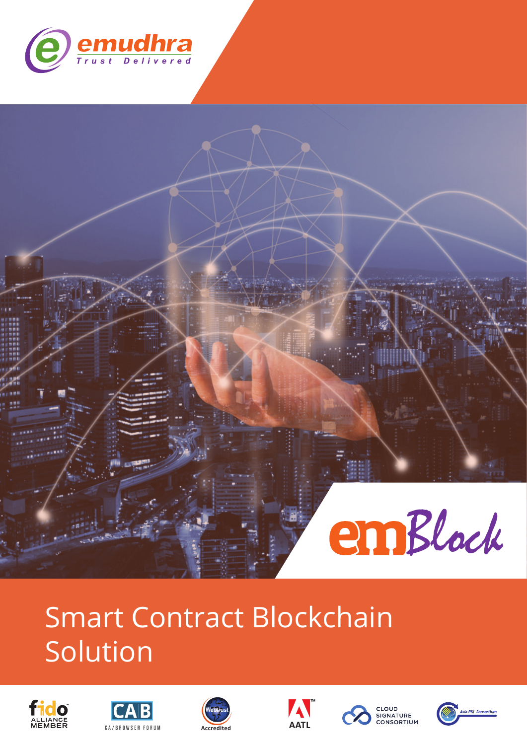emudhra
Trust Delivered

emBlock

# Smart Contract Blockchain Solution

fido ALLIANCE MEMBER

CAB CA/BROWSER FORUM

WebTrust Accredited

AATL

CLOUD SIGNATURE CONSORTIUM

Asia PKI Consortium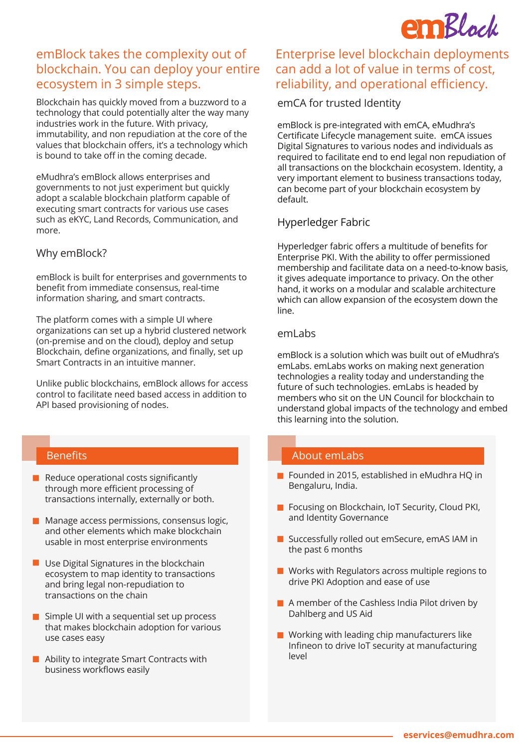## emBlock takes the complexity out of blockchain. You can deploy your entire ecosystem in 3 simple steps.

Blockchain has quickly moved from a buzzword to a technology that could potentially alter the way many industries work in the future. With privacy, immutability, and non repudiation at the core of the values that blockchain offers, it's a technology which is bound to take off in the coming decade.

eMudhra's emBlock allows enterprises and governments to not just experiment but quickly adopt a scalable blockchain platform capable of executing smart contracts for various use cases such as eKYC, Land Records, Communication, and more.

### Why emBlock?

emBlock is built for enterprises and governments to benefit from immediate consensus, real-time information sharing, and smart contracts.

The platform comes with a simple UI where organizations can set up a hybrid clustered network (on-premise and on the cloud), deploy and setup Blockchain, define organizations, and finally, set up Smart Contracts in an intuitive manner.

Unlike public blockchains, emBlock allows for access control to facilitate need based access in addition to API based provisioning of nodes.

## Enterprise level blockchain deployments can add a lot of value in terms of cost, reliability, and operational efficiency.

### emCA for trusted Identity

emBlock is pre-integrated with emCA, eMudhra's Certificate Lifecycle management suite. emCA issues Digital Signatures to various nodes and individuals as required to facilitate end to end legal non repudiation of all transactions on the blockchain ecosystem. Identity, a very important element to business transactions today, can become part of your blockchain ecosystem by default.

### Hyperledger Fabric

Hyperledger fabric offers a multitude of benefits for Enterprise PKI. With the ability to offer permissioned membership and facilitate data on a need-to-know basis, it gives adequate importance to privacy. On the other hand, it works on a modular and scalable architecture which can allow expansion of the ecosystem down the line.

### emLabs

emBlock is a solution which was built out of eMudhra's emLabs. emLabs works on making next generation technologies a reality today and understanding the future of such technologies. emLabs is headed by members who sit on the UN Council for blockchain to understand global impacts of the technology and embed this learning into the solution.

### Benefits

- Reduce operational costs significantly through more efficient processing of transactions internally, externally or both.
- Manage access permissions, consensus logic, and other elements which make blockchain usable in most enterprise environments
- Use Digital Signatures in the blockchain ecosystem to map identity to transactions and bring legal non-repudiation to transactions on the chain
- Simple UI with a sequential set up process that makes blockchain adoption for various use cases easy
- Ability to integrate Smart Contracts with business workflows easily

### About emLabs

- Founded in 2015, established in eMudhra HQ in Bengaluru, India.
- Focusing on Blockchain, IoT Security, Cloud PKI, and Identity Governance
- Successfully rolled out emSecure, emAS IAM in the past 6 months
- Works with Regulators across multiple regions to drive PKI Adoption and ease of use
- A member of the Cashless India Pilot driven by Dahlberg and US Aid
- Working with leading chip manufacturers like Infineon to drive IoT security at manufacturing level

eservices@emudhra.com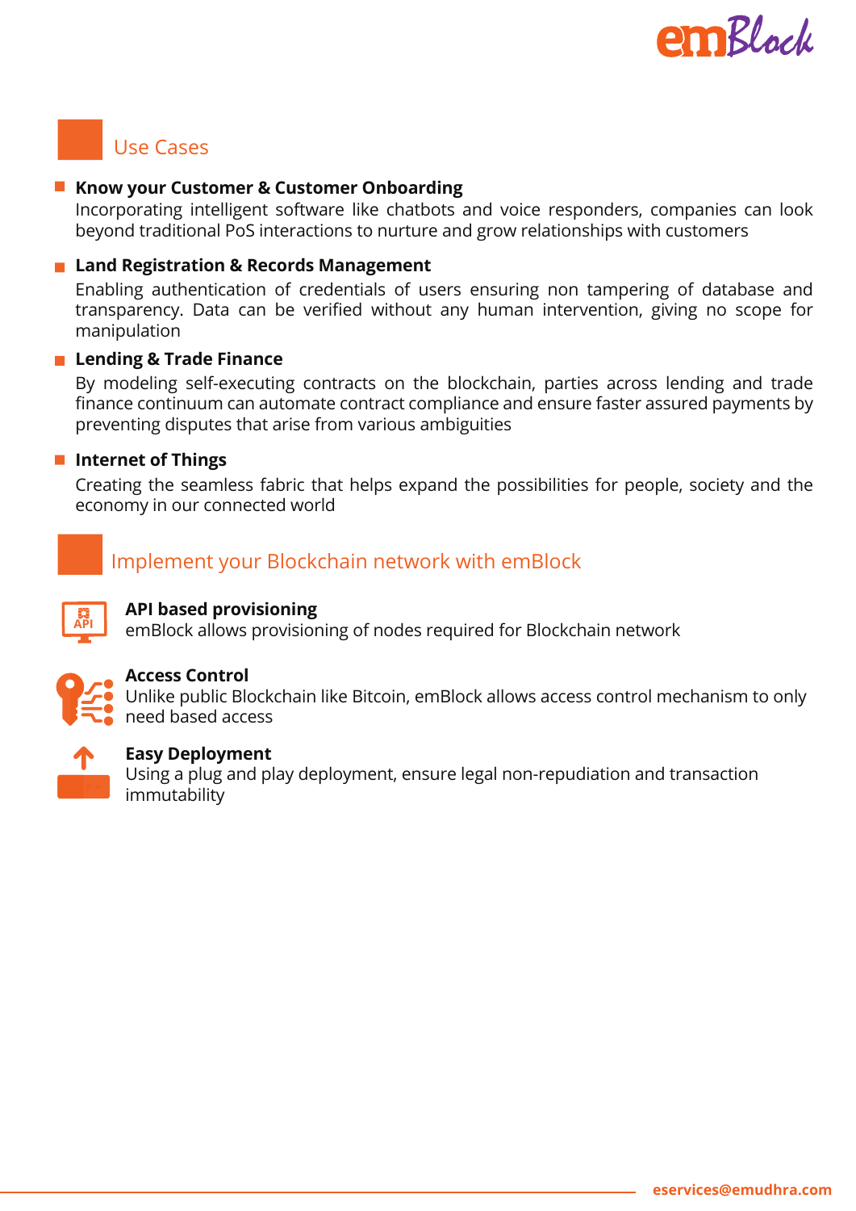## Use Cases

- **Know your Customer & Customer Onboarding**
  Incorporating intelligent software like chatbots and voice responders, companies can look beyond traditional PoS interactions to nurture and grow relationships with customers

- **Land Registration & Records Management**
  Enabling authentication of credentials of users ensuring non tampering of database and transparency. Data can be verified without any human intervention, giving no scope for manipulation

- **Lending & Trade Finance**
  By modeling self-executing contracts on the blockchain, parties across lending and trade finance continuum can automate contract compliance and ensure faster assured payments by preventing disputes that arise from various ambiguities

- **Internet of Things**
  Creating the seamless fabric that helps expand the possibilities for people, society and the economy in our connected world

## Implement your Blockchain network with emBlock

**API based provisioning**
emBlock allows provisioning of nodes required for Blockchain network

**Access Control**
Unlike public Blockchain like Bitcoin, emBlock allows access control mechanism to only need based access

**Easy Deployment**
Using a plug and play deployment, ensure legal non-repudiation and transaction immutability

eservices@emudhra.com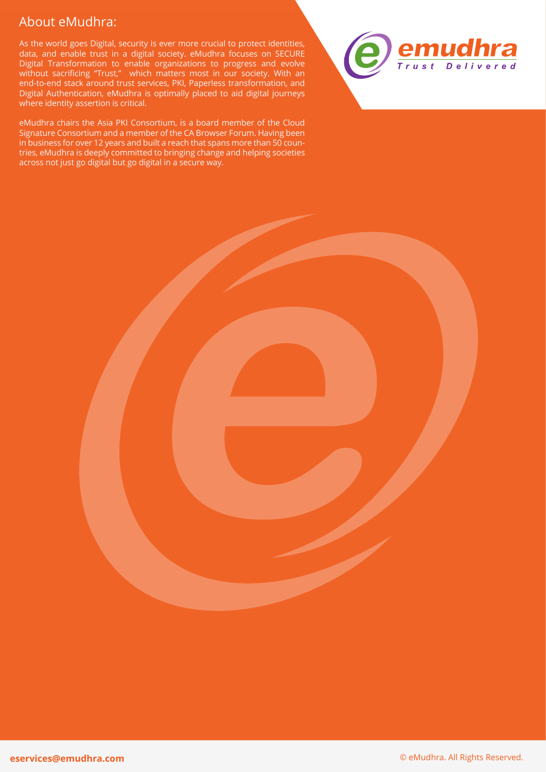## About eMudhra:

As the world goes Digital, security is ever more crucial to protect identities, data, and enable trust in a digital society. eMudhra focuses on SECURE Digital Transformation to enable organizations to progress and evolve without sacrificing "Trust," which matters most in our society. With an end-to-end stack around trust services, PKI, Paperless transformation, and Digital Authentication, eMudhra is optimally placed to aid digital journeys where identity assertion is critical.

eMudhra chairs the Asia PKI Consortium, is a board member of the Cloud Signature Consortium and a member of the CA Browser Forum. Having been in business for over 12 years and built a reach that spans more than 50 countries, eMudhra is deeply committed to bringing change and helping societies across not just go digital but go digital in a secure way.

emudhra
Trust Delivered

**eservices@emudhra.com**

© eMudhra. All Rights Reserved.